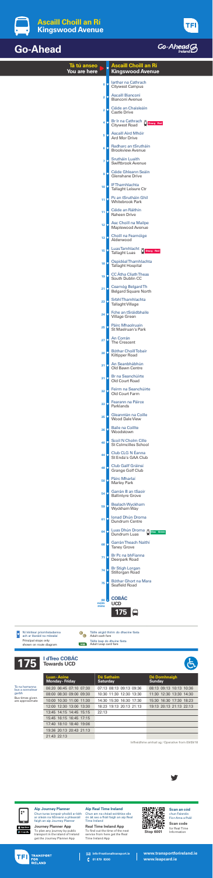# Ascaill Choill an Rí
## Kingswood Avenue

TFI

# Go-Ahead

Go-Ahead Ireland

| Tá tú anseo / You are here | Ascaill Choill an Rí / Kingswood Avenue |
|---|---|
| 0 | Iarthar na Cathrach / Citywest Campus |
| 2 | Ascaill Bhianconi / Bianconi Avenue |
| 3 | Céide an Chaisleáin / Castle Drive |
| 4 | Br Iarthar na Cathrach / Citywest Road (Luas Red) |
| 5 | Ascaill Aird Mhóir / Ard Mor Drive |
| 6 | Radharc an tSrutháin / Brookview Avenue |
| 7 | Srutháin Luaith / Swiftbrook Avenue |
| 9 | Céide Ghleann Seáin / Glenshane Drive |
| 10 | IF Thamhlachta / Tallaght Leisure Ctr |
| 11 | Pc an tSrutháin Ghil / Whitebrook Park |
| 11 | Céide an Ráithín / Raheen Drive |
| 12 | Asc Choill na Mailpe / Maplewood Avenue |
| 13 | Choill na Fearnóige / Alderwood |
| 15 | Luas Tamhlacht / Tallaght Luas (Luas Red) |
| 18 | Ospidéal Thamhlachta / Tallaght Hospital |
| 19 | CC Átha Cliath Theas / South Dublin CC |
| 21 | Cearnóg Belgard Th / Belgard Square North |
| 23 | Sráidbhaile Thamhlachta / Tallaght Village |
| 24 | Faiche an tSráidbhaile / Village Green |
| 25 | Páirc Mhaolruain / St Maelruan's Park |
| 27 | An Corrán / The Crescent |
| 30 | Bóthar Choill Tobair / Kiltipper Road |
| 31 | An Seanbhábhún / Old Bawn Centre |
| 31 | Br na Seanchúirte / Old Court Road |
| 32 | Feirm na Seanchúirte / Old Court Farm |
| 33 | Fearann na Páirce / Parklands |
| 35 | Gleanntán na Coille / Wood Dale View |
| 36 | Baile na Coillte / Woodstown |
| 40 | Scoil N Cholm Cille / St Colmcilles School |
| 44 | Club CLG N Eanna / St Enda's GAA Club |
| 48 | Club Gailf Gráinsí / Grange Golf Club |
| 50 | Páirc Mharlaí / Marley Park |
| 54 | Garrán B an tSaoir / Ballintyre Grove |
| 59 | Bealach Wyckham / Wyckham Way |
| 61 | Ionad Dhún Droma / Dundrum Centre |
| 64 | Luas Dhún Droma / Dundrum Luas (Luas Green) |
| 68 | Garrán Theach Naithí / Taney Grove |
| 71 | Br Pc na bhFianna / Deerpark Road |
| 74 | Br Stigh Lorgan / Stillorgan Road |
| 75 | Bóthar Ghort na Mara / Seafield Road |
| 80 nóim mins | COBÁC / UCD |

175

Ní léirítear príomhstadanna ach ar léaráid na mbealaí / Principal stops only shown on route diagram

Táille airgid thirim do dhaoine fásta / Adult cash fare

Táille leap do dhuine fásta / Adult Leap card fare

## 175 I dTreo COBÁC / Towards UCD

Tá na hamanna bus a sonraítear garbh / Bus times given are approximate

| Luan - Aoine / Monday - Friday | Dé Sathairn / Saturday | Dé Domhnaigh / Sunday |
|---|---|---|
| 06:20 06:45 07:10 07:30 | 07:13 08:13 09:13 09:36 | 08:13 09:13 10:13 10:36 |
| 08:00 08:30 09:00 09:30 | 10:30 11:30 12:30 13:30 | 11:30 12:30 13:30 14:30 |
| 10:00 10:30 11:00 11:30 | 14:30 15:30 16:30 17:30 | 15:30 16:30 17:30 18:23 |
| 12:00 12:30 13:00 13:30 | 18:23 19:13 20:13 21:13 | 19:13 20:13 21:13 22:13 |
| 13:45 14:15 14:45 15:15 | 22:13 | |
| 15:45 16:15 16:45 17:15 | | |
| 17:40 18:10 18:40 19:06 | | |
| 19:36 20:13 20:43 21:13 | | |
| 21:43 22:13 | | |

Infheidhme amhail ag / Operative from 09/09/18

**Aip Journey Planner**
Chun turas iompair phoiblí ar bith ar oileán na hÉireann a phleanáil faigh an aip Journey Planner

**Journey Planner App**
To plan any journey by public transport in the island of Ireland get the Journey Planner App

**Aip Real Time Ireland**
Chun an t-am ina mbeidh an chéad seirbhís eile ón áit seo a fháil faigh an aip Real Time Ireland

**Real Time Ireland App**
To find out the time of the next service from here get the Real Time Ireland App

**Scan an cód** chun Faisnéis Fíor-Ama a fháil

**Scan code** for Real Time Information

Stop 6001

TFI Transport for Ireland

info@nationaltransport.ie
01 879 8300

www.transportforireland.ie
www.leapcard.ie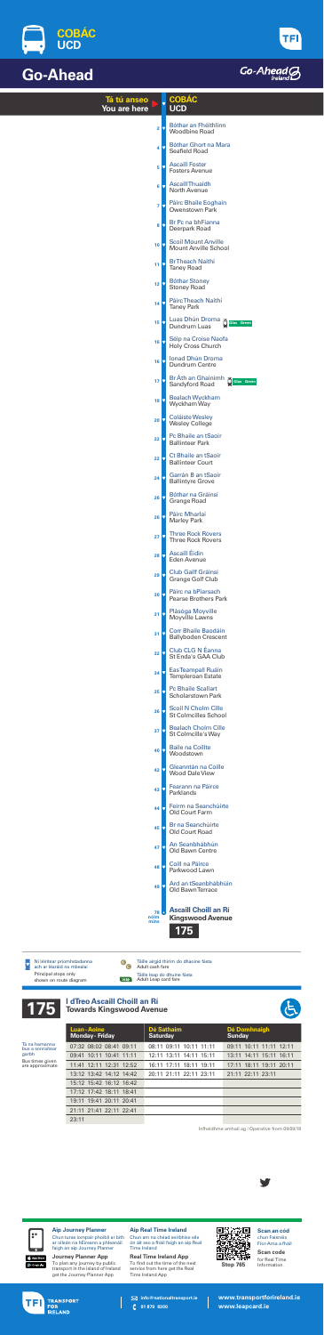# COBÁC UCD

## Go-Ahead

**Tá tú anseo / You are here** ▶ **COBÁC UCD**

- 2 — Bóthar an Fhéithlinn / Woodbine Road
- 4 — Bóthar Ghort na Mara / Seafield Road
- 5 — Ascaill Foster / Fosters Avenue
- 6 — Ascaill Thuaidh / North Avenue
- 7 — Páirc Bhaile Eoghain / Owenstown Park
- 8 — Br Pc na bhFianna / Deerpark Road
- 10 — Scoil Mount Anville / Mount Anville School
- 11 — Br Theach Naithí / Taney Road
- 12 — Bóthar Stoney / Stoney Road
- 14 — Páirc Theach Naithí / Taney Park
- 15 — Luas Dhún Droma / Dundrum Luas (Glas Green)
- 16 — Séip na Croise Naofa / Holy Cross Church
- 16 — Ionad Dhún Droma / Dundrum Centre
- 17 — Br Áth an Ghainimh / Sandyford Road (Glas Green)
- 19 — Bealach Wyckham / Wyckham Way
- 20 — Coláiste Wesley / Wesley College
- 22 — Pc Bhaile an tSaoir / Ballinteer Park
- 22 — Ct Bhaile an tSaoir / Ballinteer Court
- 24 — Garrán B an tSaoir / Ballintyre Grove
- 26 — Bóthar na Gráinsí / Grange Road
- 26 — Páirc Mharlaí / Marley Park
- 27 — Three Rock Rovers / Three Rock Rovers
- 28 — Ascaill Éidin / Eden Avenue
- 29 — Club Gailf Gráinsí / Grange Golf Club
- 30 — Páirc na bPiarsach / Pearse Brothers Park
- 31 — Plásóga Moyville / Moyville Lawns
- 31 — Corr Bhaile Baodáin / Ballyboden Crescent
- 32 — Club CLG N Éanna / St Enda's GAA Club
- 34 — EasTeampall Ruáin / Templeroan Estate
- 35 — Pc Bhaile Scallart / Scholarstown Park
- 36 — Scoil N Cholm Cille / St Colmcilles School
- 37 — Bealach Cholm Cille / St Colmcille's Way
- 40 — Baile na Coillte / Woodstown
- 42 — Gleanntán na Coille / Wood Dale View
- 43 — Fearann na Páirce / Parklands
- 44 — Feirm na Seanchúirte / Old Court Farm
- 45 — Br na Seanchúirte / Old Court Road
- 47 — An Seanbhábhún / Old Bawn Centre
- 48 — Coill na Páirce / Parkwood Lawn
- 49 — Ard an tSeanbhábhúin / Old Bawn Terrace
- 70 nóim mins — **Ascaill Choill an Rí / Kingswood Avenue**

**175**

Ní léirítear príomhstadanna ach ar léaráid na mbealaí / Principal stops only shown on route diagram

Táille airgid thirim do dhaoine fásta / Adult cash fare

Táille leap do dhuine fásta / Adult Leap card fare

## 175 I dTreo Ascaill Choill an Rí / Towards Kingswood Avenue

Tá na hamanna bus a sonraítear garbh / Bus times given are approximate

| Luan - Aoine / Monday - Friday | Dé Sathairn / Saturday | Dé Domhnaigh / Sunday |
|---|---|---|
| 07:32 08:02 08:41 09:11 | 08:11 09:11 10:11 11:11 | 09:11 10:11 11:11 12:11 |
| 09:41 10:11 10:41 11:11 | 12:11 13:11 14:11 15:11 | 13:11 14:11 15:11 16:11 |
| 11:41 12:11 12:31 12:52 | 16:11 17:11 18:11 19:11 | 17:11 18:11 19:11 20:11 |
| 13:12 13:42 14:12 14:42 | 20:11 21:11 22:11 23:11 | 21:11 22:11 23:11 |
| 15:12 15:42 16:12 16:42 | | |
| 17:12 17:42 18:11 18:41 | | |
| 19:11 19:41 20:11 20:41 | | |
| 21:11 21:41 22:11 22:41 | | |
| 23:11 | | |

Infheidhme amhail ag / Operative from 09/09/18

**Aip Journey Planner**
Chun turas iompair phoiblí ar bith ar oileán na hÉireann a phleanáil faigh an aip Journey Planner

**Journey Planner App**
To plan any journey by public transport in the island of Ireland get the Journey Planner App

**Aip Real Time Ireland**
Chun am na chéad seirbhíse eile ón áit seo a fháil faigh an aip Real Time Ireland

**Real Time Ireland App**
To find out the time of the next service from here get the Real Time Ireland App

Stop 765

**Scan an cód** chun Faisnéis Fíor-Ama a fháil
**Scan code** for Real Time Information

TRANSPORT FOR IRELAND

info@nationaltransport.ie
01 879 8300

www.transportforireland.ie
www.leapcard.ie